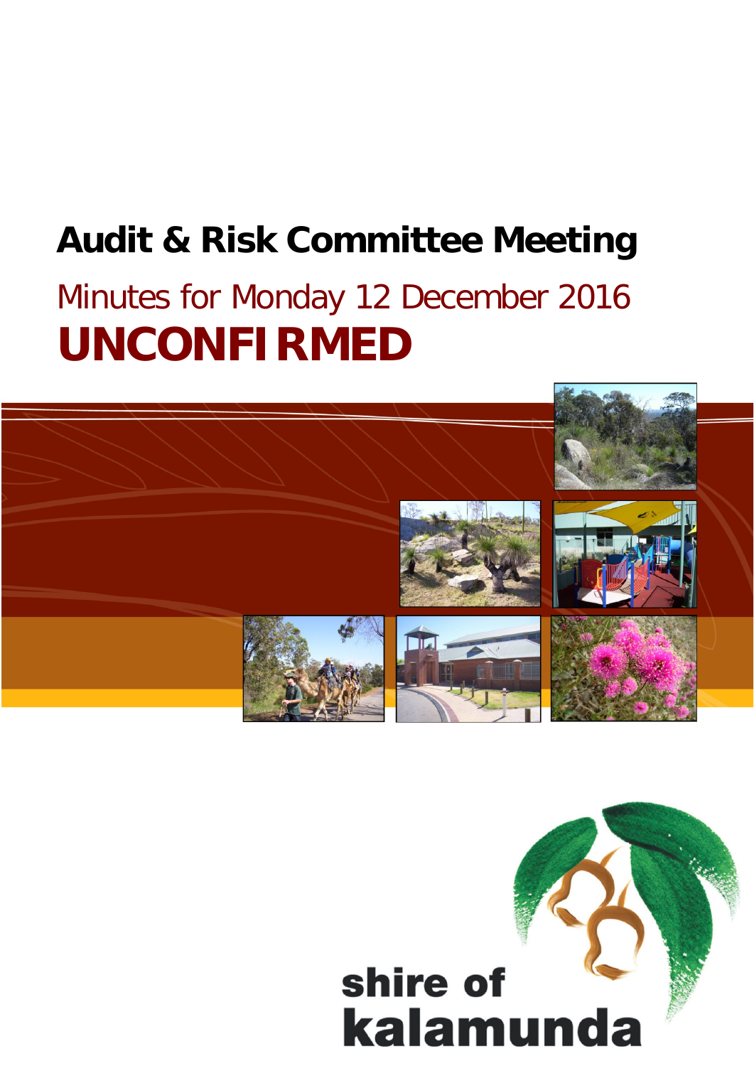# Audit & Risk Committee Meeting

## Minutes for Monday 12 December 2016

# UNCONFIRMED

shire of
kalamunda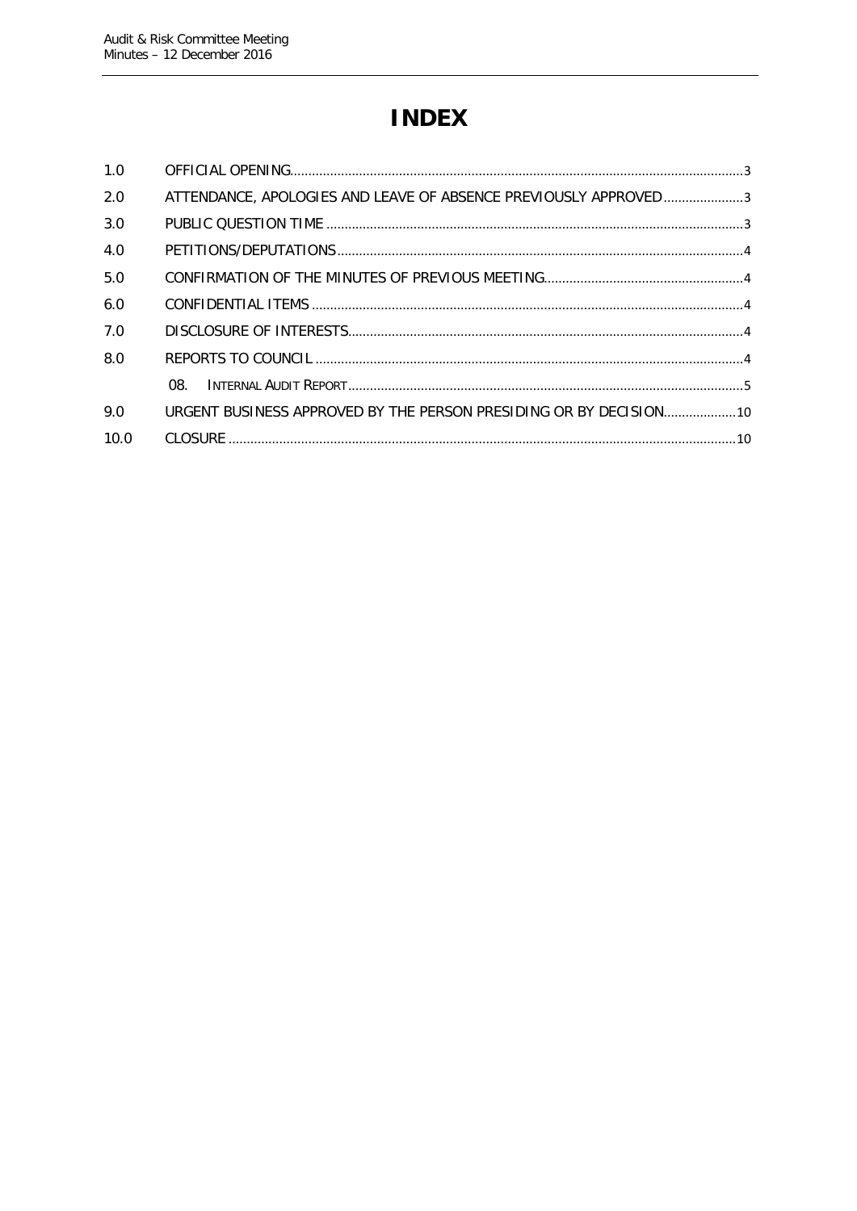# INDEX

| | | |
|---|---|---|
| 1.0 | OFFICIAL OPENING | 3 |
| 2.0 | ATTENDANCE, APOLOGIES AND LEAVE OF ABSENCE PREVIOUSLY APPROVED | 3 |
| 3.0 | PUBLIC QUESTION TIME | 3 |
| 4.0 | PETITIONS/DEPUTATIONS | 4 |
| 5.0 | CONFIRMATION OF THE MINUTES OF PREVIOUS MEETING | 4 |
| 6.0 | CONFIDENTIAL ITEMS | 4 |
| 7.0 | DISCLOSURE OF INTERESTS | 4 |
| 8.0 | REPORTS TO COUNCIL | 4 |
| | 08. INTERNAL AUDIT REPORT | 5 |
| 9.0 | URGENT BUSINESS APPROVED BY THE PERSON PRESIDING OR BY DECISION | 10 |
| 10.0 | CLOSURE | 10 |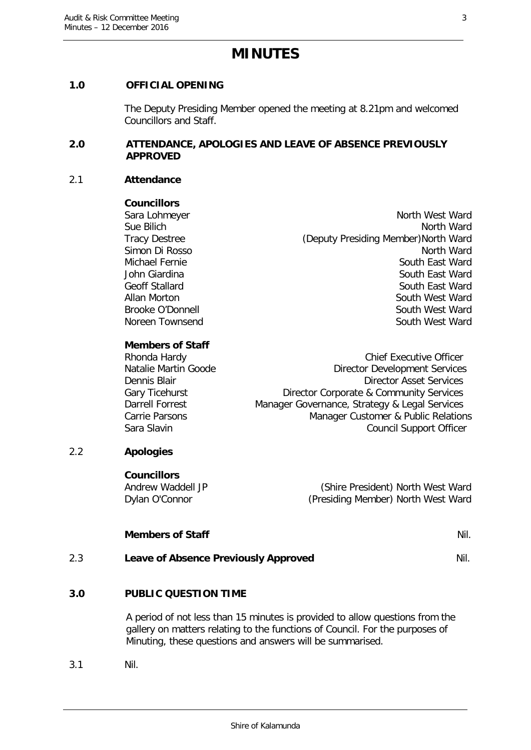# MINUTES

## 1.0 OFFICIAL OPENING

The Deputy Presiding Member opened the meeting at 8.21pm and welcomed Councillors and Staff.

## 2.0 ATTENDANCE, APOLOGIES AND LEAVE OF ABSENCE PREVIOUSLY APPROVED

### 2.1 Attendance

**Councillors**

| | |
|---|---|
| Sara Lohmeyer | North West Ward |
| Sue Bilich | North Ward |
| Tracy Destree | (Deputy Presiding Member) North Ward |
| Simon Di Rosso | North Ward |
| Michael Fernie | South East Ward |
| John Giardina | South East Ward |
| Geoff Stallard | South East Ward |
| Allan Morton | South West Ward |
| Brooke O'Donnell | South West Ward |
| Noreen Townsend | South West Ward |

**Members of Staff**

| | |
|---|---|
| Rhonda Hardy | Chief Executive Officer |
| Natalie Martin Goode | Director Development Services |
| Dennis Blair | Director Asset Services |
| Gary Ticehurst | Director Corporate & Community Services |
| Darrell Forrest | Manager Governance, Strategy & Legal Services |
| Carrie Parsons | Manager Customer & Public Relations |
| Sara Slavin | Council Support Officer |

### 2.2 Apologies

**Councillors**

| | |
|---|---|
| Andrew Waddell JP | (Shire President) North West Ward |
| Dylan O'Connor | (Presiding Member) North West Ward |

**Members of Staff** Nil.

### 2.3 Leave of Absence Previously Approved

Nil.

## 3.0 PUBLIC QUESTION TIME

A period of not less than 15 minutes is provided to allow questions from the gallery on matters relating to the functions of Council. For the purposes of Minuting, these questions and answers will be summarised.

3.1 Nil.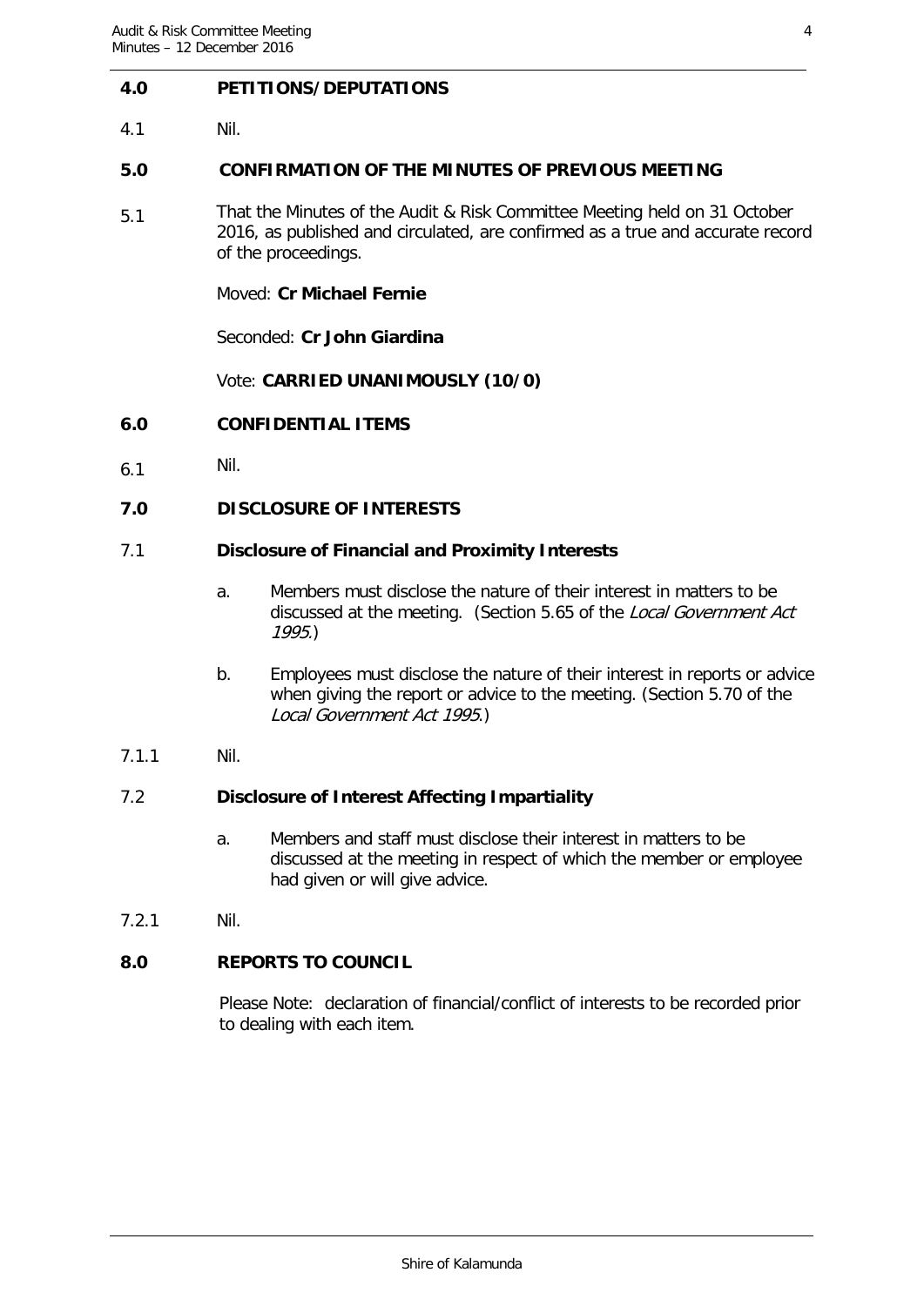## 4.0 PETITIONS/DEPUTATIONS

4.1 Nil.

## 5.0 CONFIRMATION OF THE MINUTES OF PREVIOUS MEETING

5.1 That the Minutes of the Audit & Risk Committee Meeting held on 31 October 2016, as published and circulated, are confirmed as a true and accurate record of the proceedings.

Moved: **Cr Michael Fernie**

Seconded: **Cr John Giardina**

Vote: **CARRIED UNANIMOUSLY (10/0)**

## 6.0 CONFIDENTIAL ITEMS

6.1 Nil.

## 7.0 DISCLOSURE OF INTERESTS

### 7.1 Disclosure of Financial and Proximity Interests

a. Members must disclose the nature of their interest in matters to be discussed at the meeting. (Section 5.65 of the *Local Government Act 1995*.)

b. Employees must disclose the nature of their interest in reports or advice when giving the report or advice to the meeting. (Section 5.70 of the *Local Government Act 1995*.)

7.1.1 Nil.

### 7.2 Disclosure of Interest Affecting Impartiality

a. Members and staff must disclose their interest in matters to be discussed at the meeting in respect of which the member or employee had given or will give advice.

7.2.1 Nil.

## 8.0 REPORTS TO COUNCIL

Please Note: declaration of financial/conflict of interests to be recorded prior to dealing with each item.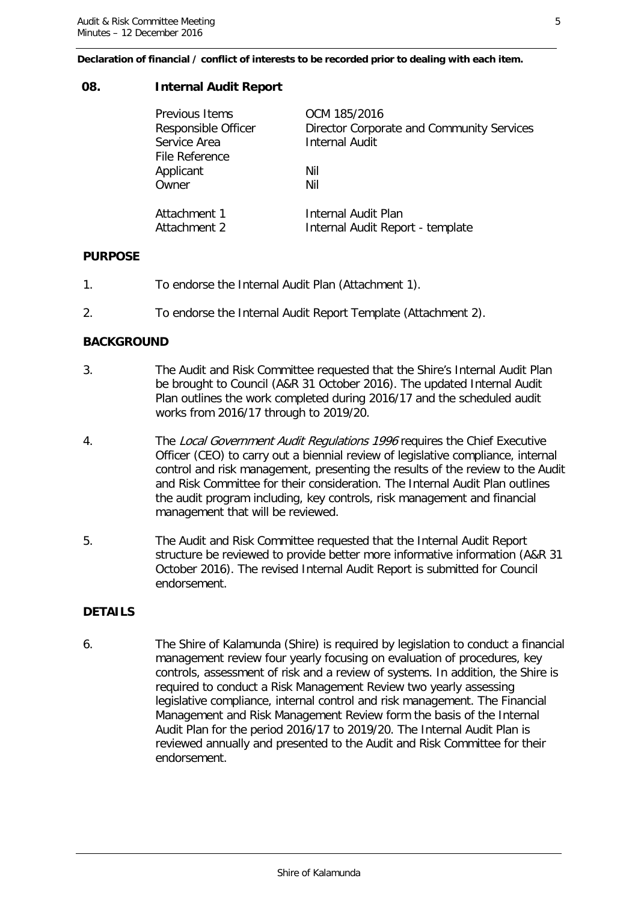**Declaration of financial / conflict of interests to be recorded prior to dealing with each item.**

## 08. Internal Audit Report

| | |
|---|---|
| Previous Items | OCM 185/2016 |
| Responsible Officer | Director Corporate and Community Services |
| Service Area | Internal Audit |
| File Reference | |
| Applicant | Nil |
| Owner | Nil |
| | |
| Attachment 1 | Internal Audit Plan |
| Attachment 2 | Internal Audit Report - template |

### PURPOSE

1. To endorse the Internal Audit Plan (Attachment 1).

2. To endorse the Internal Audit Report Template (Attachment 2).

### BACKGROUND

3. The Audit and Risk Committee requested that the Shire's Internal Audit Plan be brought to Council (A&R 31 October 2016). The updated Internal Audit Plan outlines the work completed during 2016/17 and the scheduled audit works from 2016/17 through to 2019/20.

4. The *Local Government Audit Regulations 1996* requires the Chief Executive Officer (CEO) to carry out a biennial review of legislative compliance, internal control and risk management, presenting the results of the review to the Audit and Risk Committee for their consideration. The Internal Audit Plan outlines the audit program including, key controls, risk management and financial management that will be reviewed.

5. The Audit and Risk Committee requested that the Internal Audit Report structure be reviewed to provide better more informative information (A&R 31 October 2016). The revised Internal Audit Report is submitted for Council endorsement.

### DETAILS

6. The Shire of Kalamunda (Shire) is required by legislation to conduct a financial management review four yearly focusing on evaluation of procedures, key controls, assessment of risk and a review of systems. In addition, the Shire is required to conduct a Risk Management Review two yearly assessing legislative compliance, internal control and risk management. The Financial Management and Risk Management Review form the basis of the Internal Audit Plan for the period 2016/17 to 2019/20. The Internal Audit Plan is reviewed annually and presented to the Audit and Risk Committee for their endorsement.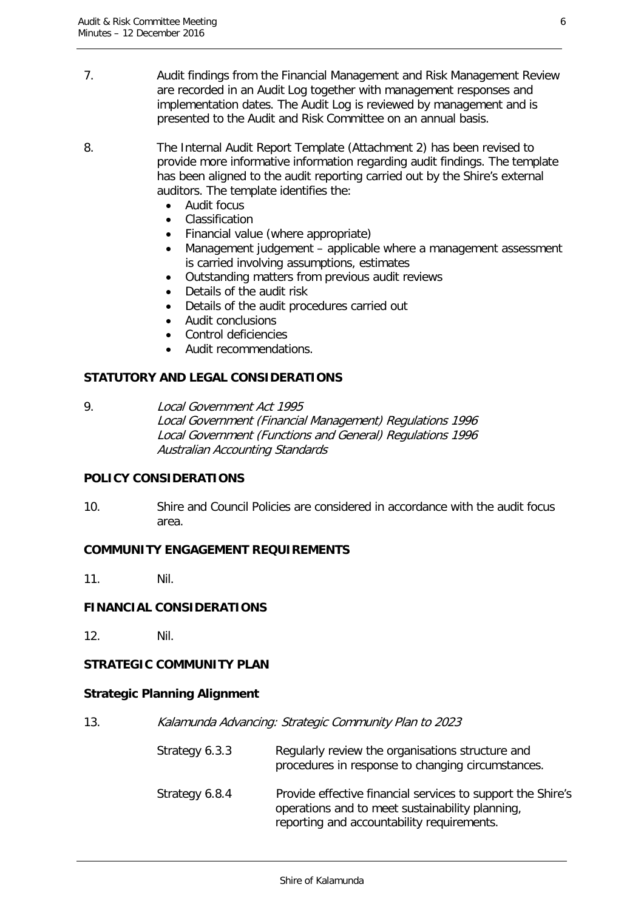7. Audit findings from the Financial Management and Risk Management Review are recorded in an Audit Log together with management responses and implementation dates. The Audit Log is reviewed by management and is presented to the Audit and Risk Committee on an annual basis.

8. The Internal Audit Report Template (Attachment 2) has been revised to provide more informative information regarding audit findings. The template has been aligned to the audit reporting carried out by the Shire's external auditors. The template identifies the:
   - Audit focus
   - Classification
   - Financial value (where appropriate)
   - Management judgement – applicable where a management assessment is carried involving assumptions, estimates
   - Outstanding matters from previous audit reviews
   - Details of the audit risk
   - Details of the audit procedures carried out
   - Audit conclusions
   - Control deficiencies
   - Audit recommendations.

## STATUTORY AND LEGAL CONSIDERATIONS

9. *Local Government Act 1995*
   *Local Government (Financial Management) Regulations 1996*
   *Local Government (Functions and General) Regulations 1996*
   *Australian Accounting Standards*

## POLICY CONSIDERATIONS

10. Shire and Council Policies are considered in accordance with the audit focus area.

## COMMUNITY ENGAGEMENT REQUIREMENTS

11. Nil.

## FINANCIAL CONSIDERATIONS

12. Nil.

## STRATEGIC COMMUNITY PLAN

### Strategic Planning Alignment

13. *Kalamunda Advancing: Strategic Community Plan to 2023*

| | |
|---|---|
| Strategy 6.3.3 | Regularly review the organisations structure and procedures in response to changing circumstances. |
| Strategy 6.8.4 | Provide effective financial services to support the Shire's operations and to meet sustainability planning, reporting and accountability requirements. |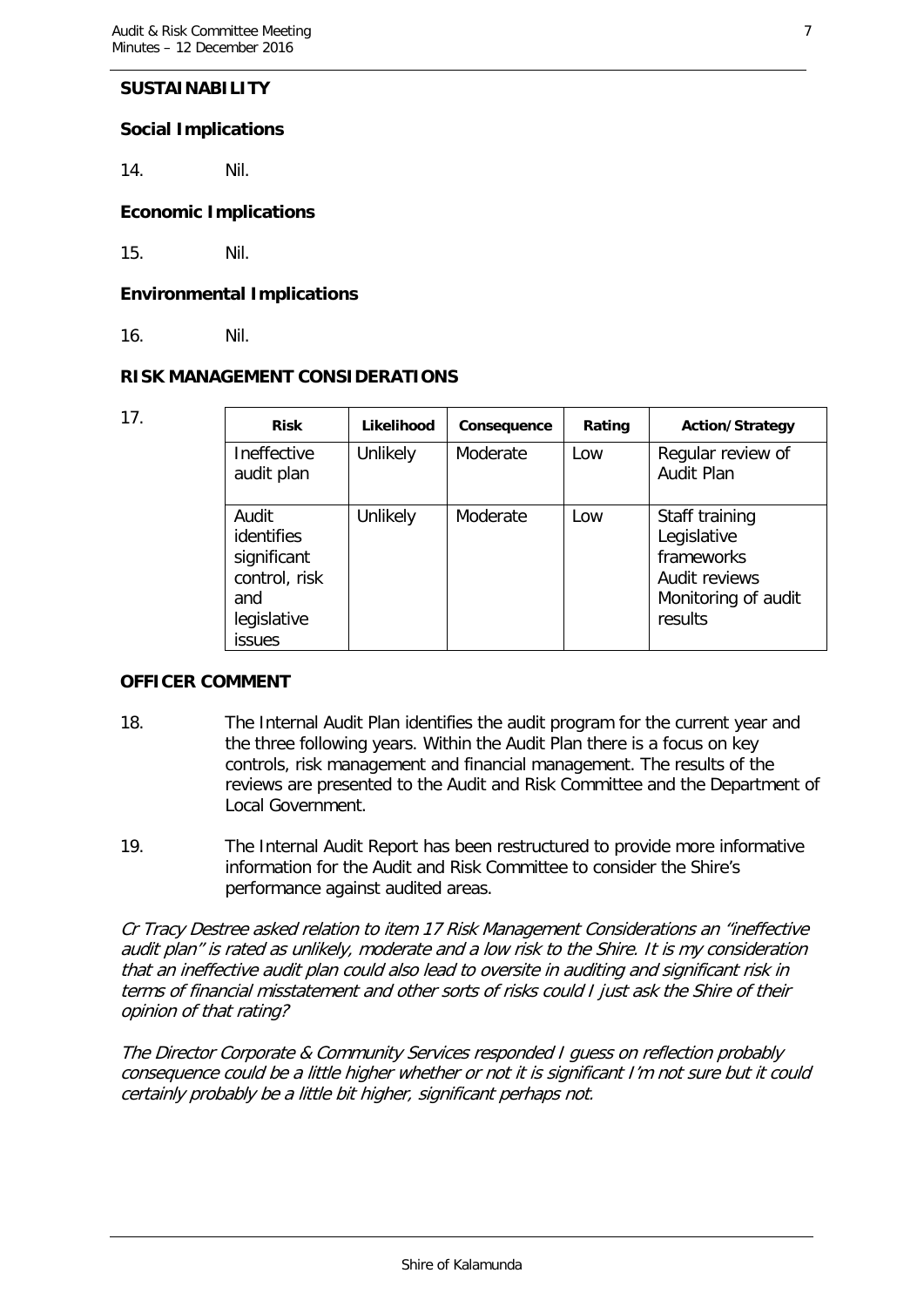## SUSTAINABILITY

### Social Implications

14. Nil.

### Economic Implications

15. Nil.

### Environmental Implications

16. Nil.

## RISK MANAGEMENT CONSIDERATIONS

17.

| Risk | Likelihood | Consequence | Rating | Action/Strategy |
|---|---|---|---|---|
| Ineffective audit plan | Unlikely | Moderate | Low | Regular review of Audit Plan |
| Audit identifies significant control, risk and legislative issues | Unlikely | Moderate | Low | Staff training<br>Legislative frameworks<br>Audit reviews<br>Monitoring of audit results |

## OFFICER COMMENT

18. The Internal Audit Plan identifies the audit program for the current year and the three following years. Within the Audit Plan there is a focus on key controls, risk management and financial management. The results of the reviews are presented to the Audit and Risk Committee and the Department of Local Government.

19. The Internal Audit Report has been restructured to provide more informative information for the Audit and Risk Committee to consider the Shire's performance against audited areas.

*Cr Tracy Destree asked relation to item 17 Risk Management Considerations an "ineffective audit plan" is rated as unlikely, moderate and a low risk to the Shire. It is my consideration that an ineffective audit plan could also lead to oversite in auditing and significant risk in terms of financial misstatement and other sorts of risks could I just ask the Shire of their opinion of that rating?*

*The Director Corporate & Community Services responded I guess on reflection probably consequence could be a little higher whether or not it is significant I'm not sure but it could certainly probably be a little bit higher, significant perhaps not.*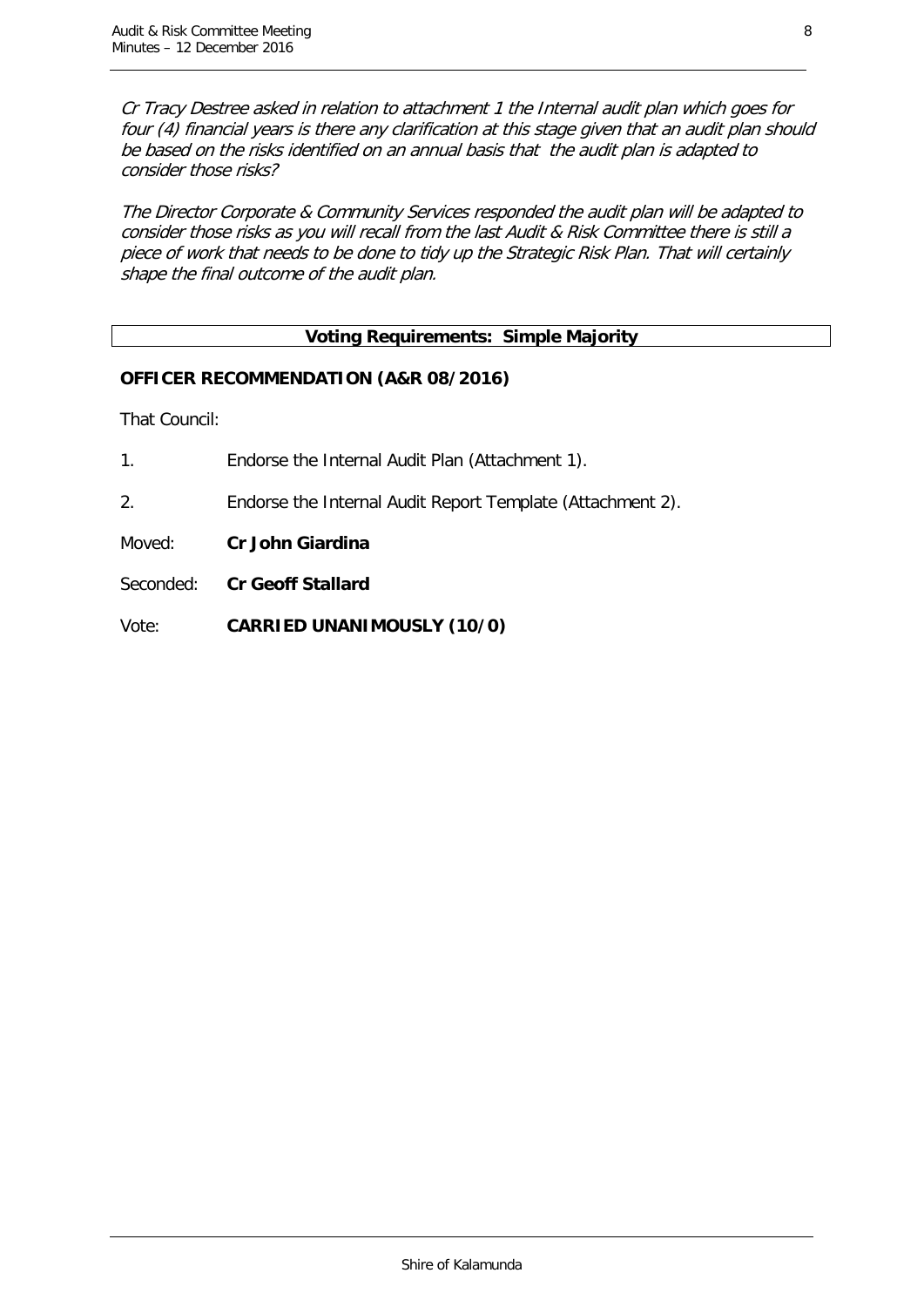*Cr Tracy Destree asked in relation to attachment 1 the Internal audit plan which goes for four (4) financial years is there any clarification at this stage given that an audit plan should be based on the risks identified on an annual basis that the audit plan is adapted to consider those risks?*

*The Director Corporate & Community Services responded the audit plan will be adapted to consider those risks as you will recall from the last Audit & Risk Committee there is still a piece of work that needs to be done to tidy up the Strategic Risk Plan. That will certainly shape the final outcome of the audit plan.*

| **Voting Requirements: Simple Majority** |
|---|

**OFFICER RECOMMENDATION (A&R 08/2016)**

That Council:

1. Endorse the Internal Audit Plan (Attachment 1).

2. Endorse the Internal Audit Report Template (Attachment 2).

Moved: **Cr John Giardina**

Seconded: **Cr Geoff Stallard**

Vote: **CARRIED UNANIMOUSLY (10/0)**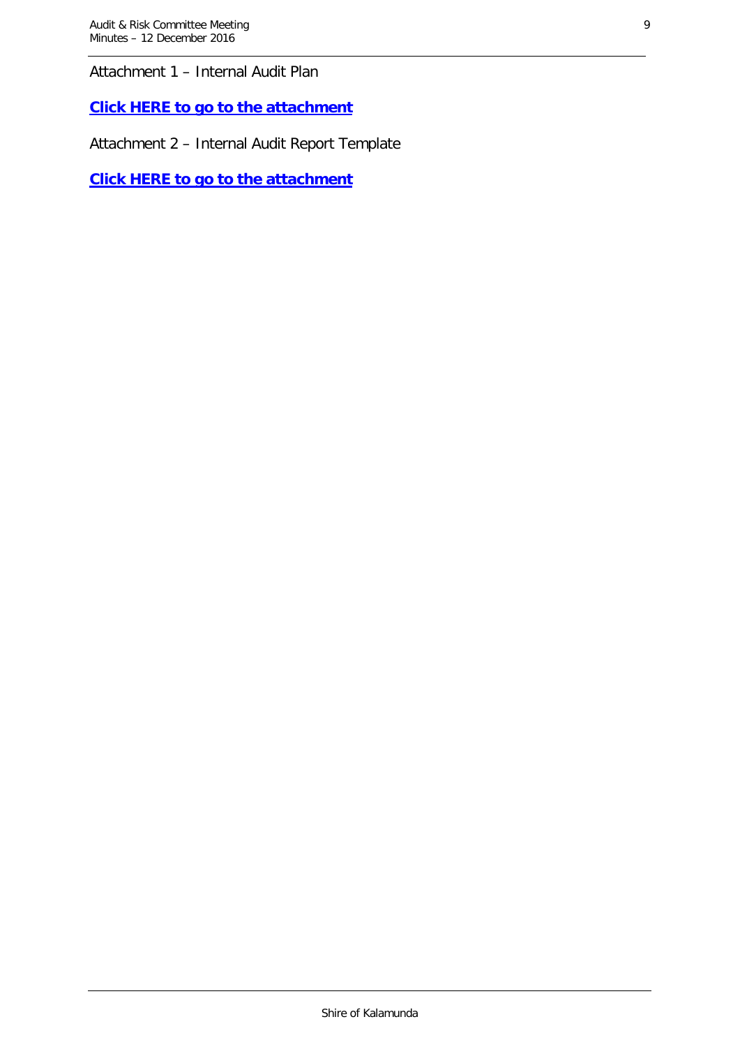Attachment 1 – Internal Audit Plan

**Click HERE to go to the attachment**

Attachment 2 – Internal Audit Report Template

**Click HERE to go to the attachment**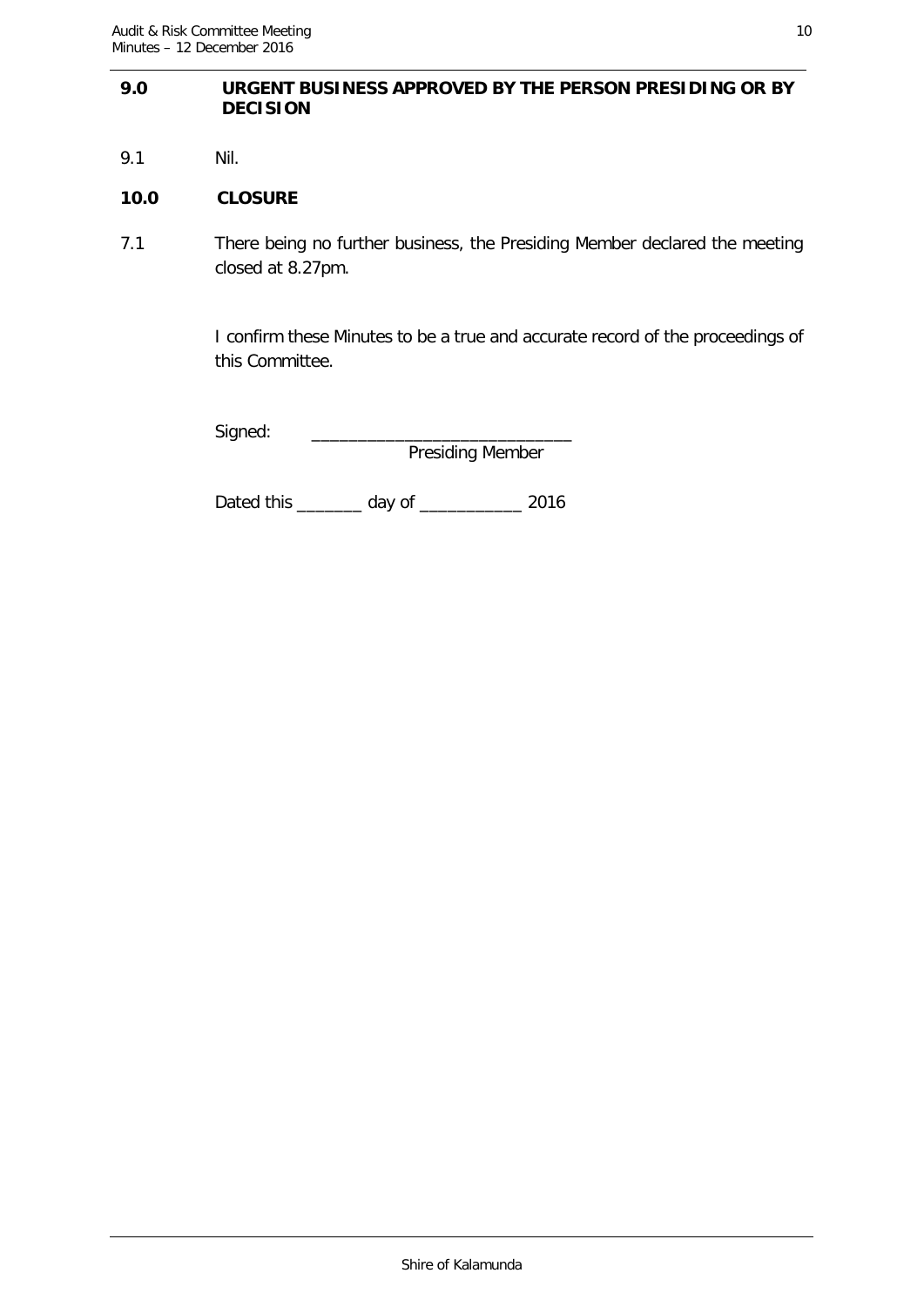## 9.0 URGENT BUSINESS APPROVED BY THE PERSON PRESIDING OR BY DECISION

9.1 Nil.

## 10.0 CLOSURE

7.1 There being no further business, the Presiding Member declared the meeting closed at 8.27pm.

I confirm these Minutes to be a true and accurate record of the proceedings of this Committee.

Signed: ____________________________
Presiding Member

Dated this _______ day of ___________ 2016